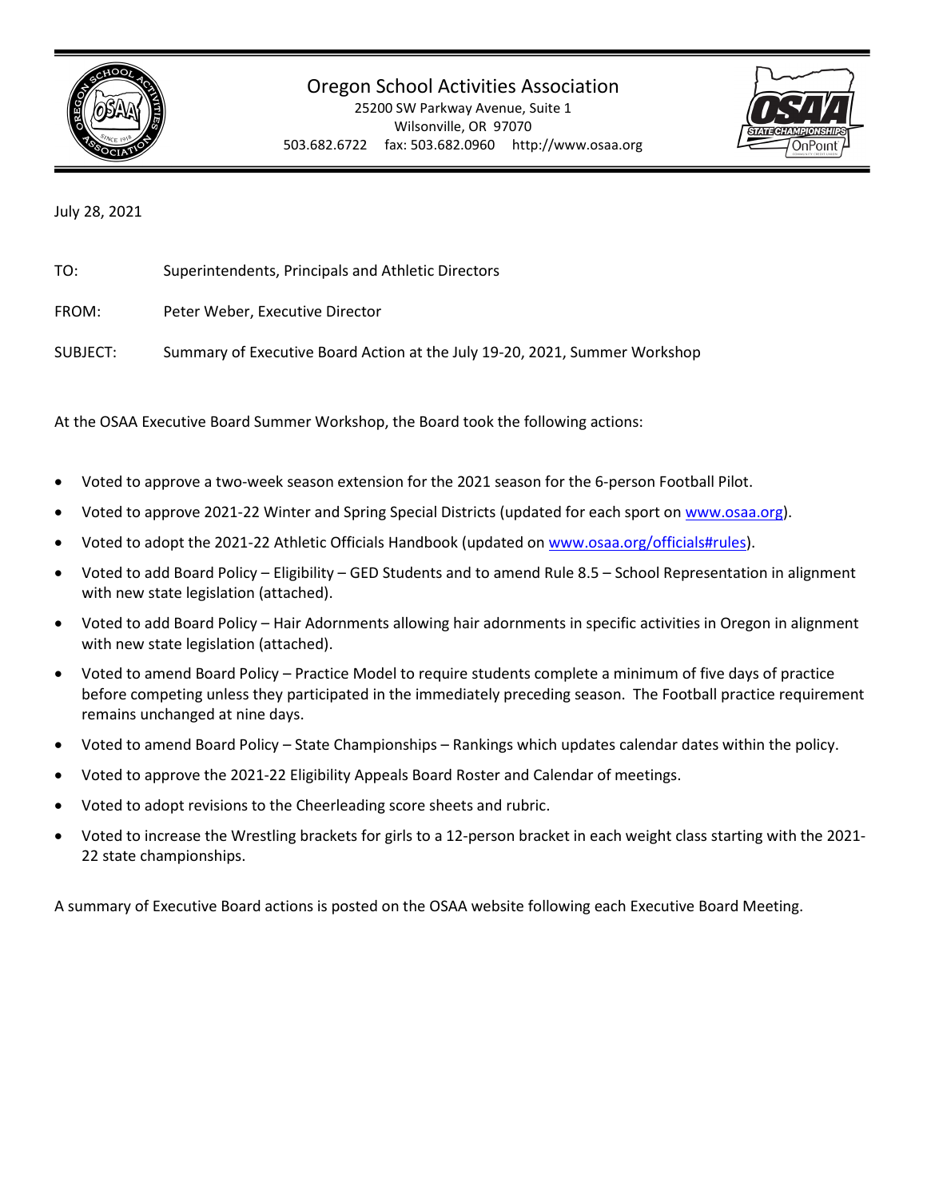# Oregon School Activities Association

25200 SW Parkway Avenue, Suite 1
Wilsonville, OR 97070
503.682.6722 fax: 503.682.0960 http://www.osaa.org

July 28, 2021

TO: Superintendents, Principals and Athletic Directors

FROM: Peter Weber, Executive Director

SUBJECT: Summary of Executive Board Action at the July 19-20, 2021, Summer Workshop

At the OSAA Executive Board Summer Workshop, the Board took the following actions:

- Voted to approve a two-week season extension for the 2021 season for the 6-person Football Pilot.
- Voted to approve 2021-22 Winter and Spring Special Districts (updated for each sport on www.osaa.org).
- Voted to adopt the 2021-22 Athletic Officials Handbook (updated on www.osaa.org/officials#rules).
- Voted to add Board Policy – Eligibility – GED Students and to amend Rule 8.5 – School Representation in alignment with new state legislation (attached).
- Voted to add Board Policy – Hair Adornments allowing hair adornments in specific activities in Oregon in alignment with new state legislation (attached).
- Voted to amend Board Policy – Practice Model to require students complete a minimum of five days of practice before competing unless they participated in the immediately preceding season. The Football practice requirement remains unchanged at nine days.
- Voted to amend Board Policy – State Championships – Rankings which updates calendar dates within the policy.
- Voted to approve the 2021-22 Eligibility Appeals Board Roster and Calendar of meetings.
- Voted to adopt revisions to the Cheerleading score sheets and rubric.
- Voted to increase the Wrestling brackets for girls to a 12-person bracket in each weight class starting with the 2021-22 state championships.

A summary of Executive Board actions is posted on the OSAA website following each Executive Board Meeting.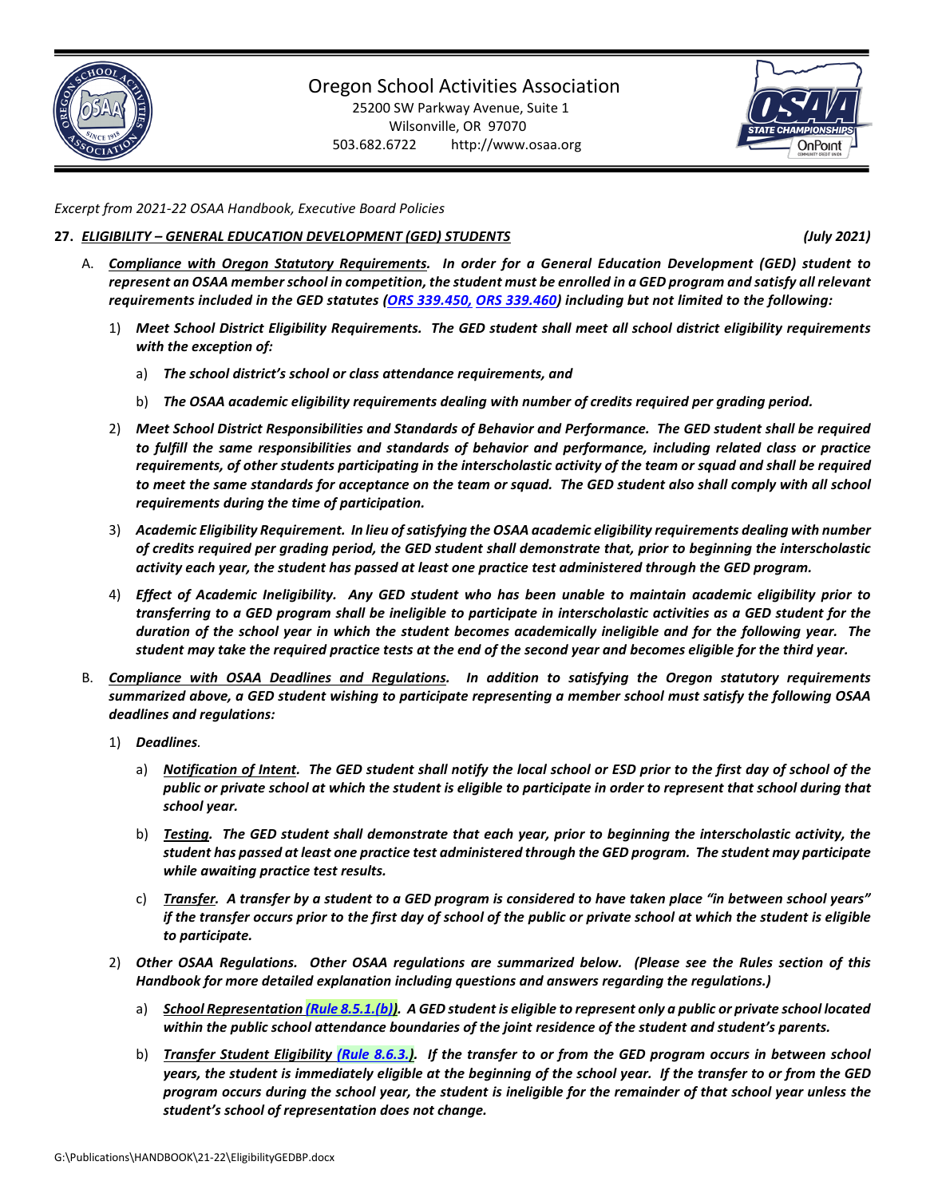Oregon School Activities Association
25200 SW Parkway Avenue, Suite 1
Wilsonville, OR 97070
503.682.6722 http://www.osaa.org

*Excerpt from 2021-22 OSAA Handbook, Executive Board Policies*

**27. *ELIGIBILITY – GENERAL EDUCATION DEVELOPMENT (GED) STUDENTS*** ***(July 2021)***

A. ***Compliance with Oregon Statutory Requirements. In order for a General Education Development (GED) student to represent an OSAA member school in competition, the student must be enrolled in a GED program and satisfy all relevant requirements included in the GED statutes (ORS 339.450, ORS 339.460) including but not limited to the following:***

1) ***Meet School District Eligibility Requirements. The GED student shall meet all school district eligibility requirements with the exception of:***

   a) ***The school district's school or class attendance requirements, and***

   b) ***The OSAA academic eligibility requirements dealing with number of credits required per grading period.***

2) ***Meet School District Responsibilities and Standards of Behavior and Performance. The GED student shall be required to fulfill the same responsibilities and standards of behavior and performance, including related class or practice requirements, of other students participating in the interscholastic activity of the team or squad and shall be required to meet the same standards for acceptance on the team or squad. The GED student also shall comply with all school requirements during the time of participation.***

3) ***Academic Eligibility Requirement. In lieu of satisfying the OSAA academic eligibility requirements dealing with number of credits required per grading period, the GED student shall demonstrate that, prior to beginning the interscholastic activity each year, the student has passed at least one practice test administered through the GED program.***

4) ***Effect of Academic Ineligibility. Any GED student who has been unable to maintain academic eligibility prior to transferring to a GED program shall be ineligible to participate in interscholastic activities as a GED student for the duration of the school year in which the student becomes academically ineligible and for the following year. The student may take the required practice tests at the end of the second year and becomes eligible for the third year.***

B. ***Compliance with OSAA Deadlines and Regulations. In addition to satisfying the Oregon statutory requirements summarized above, a GED student wishing to participate representing a member school must satisfy the following OSAA deadlines and regulations:***

1) ***Deadlines.***

   a) ***Notification of Intent. The GED student shall notify the local school or ESD prior to the first day of school of the public or private school at which the student is eligible to participate in order to represent that school during that school year.***

   b) ***Testing. The GED student shall demonstrate that each year, prior to beginning the interscholastic activity, the student has passed at least one practice test administered through the GED program. The student may participate while awaiting practice test results.***

   c) ***Transfer. A transfer by a student to a GED program is considered to have taken place "in between school years" if the transfer occurs prior to the first day of school of the public or private school at which the student is eligible to participate.***

2) ***Other OSAA Regulations. Other OSAA regulations are summarized below. (Please see the Rules section of this Handbook for more detailed explanation including questions and answers regarding the regulations.)***

   a) ***School Representation (Rule 8.5.1.(b)). A GED student is eligible to represent only a public or private school located within the public school attendance boundaries of the joint residence of the student and student's parents.***

   b) ***Transfer Student Eligibility (Rule 8.6.3.). If the transfer to or from the GED program occurs in between school years, the student is immediately eligible at the beginning of the school year. If the transfer to or from the GED program occurs during the school year, the student is ineligible for the remainder of that school year unless the student's school of representation does not change.***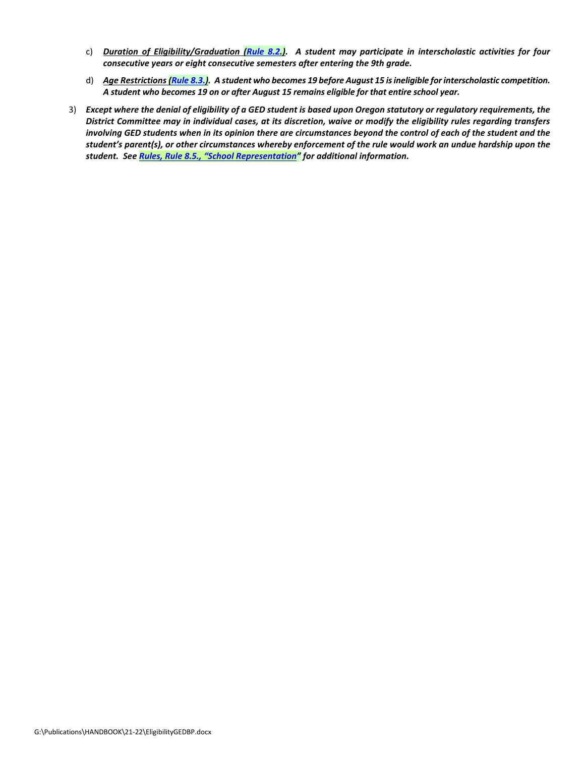c) ***Duration of Eligibility/Graduation (Rule 8.2.).*** ***A student may participate in interscholastic activities for four consecutive years or eight consecutive semesters after entering the 9th grade.***

d) ***Age Restrictions (Rule 8.3.).*** ***A student who becomes 19 before August 15 is ineligible for interscholastic competition. A student who becomes 19 on or after August 15 remains eligible for that entire school year.***

3) ***Except where the denial of eligibility of a GED student is based upon Oregon statutory or regulatory requirements, the District Committee may in individual cases, at its discretion, waive or modify the eligibility rules regarding transfers involving GED students when in its opinion there are circumstances beyond the control of each of the student and the student's parent(s), or other circumstances whereby enforcement of the rule would work an undue hardship upon the student. See Rules, Rule 8.5., "School Representation" for additional information.***

G:\Publications\HANDBOOK\21-22\EligibilityGEDBP.docx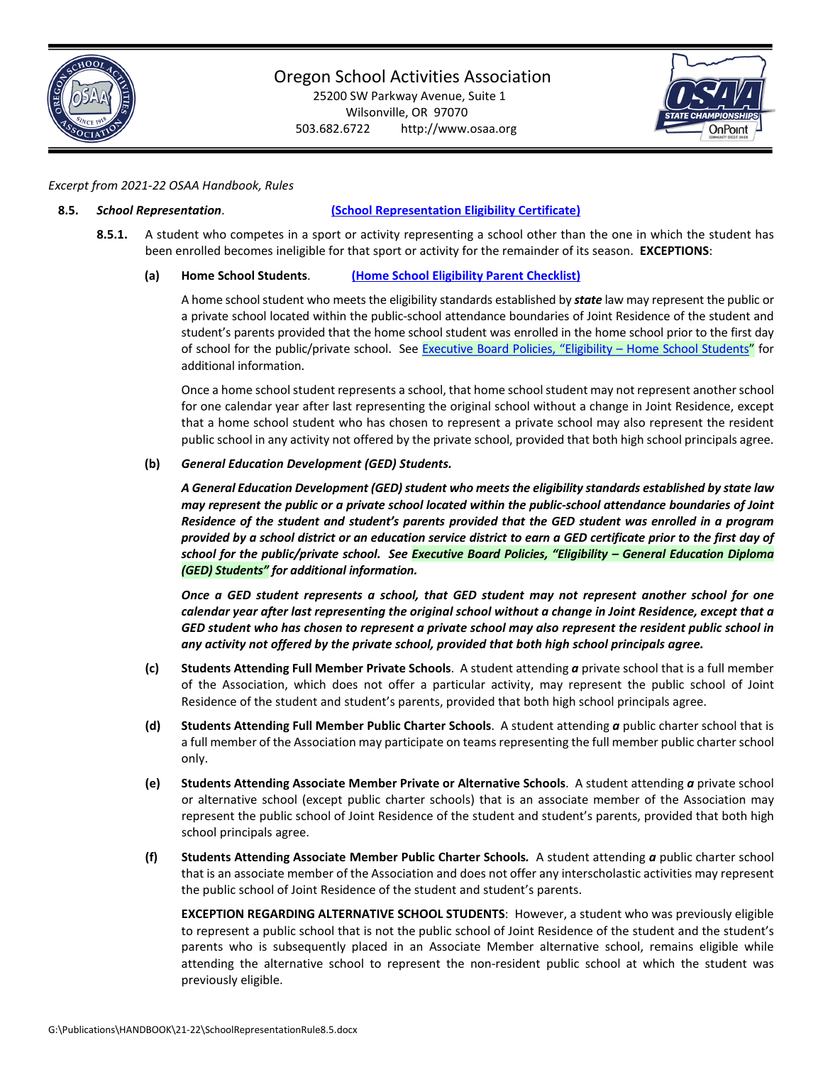# Oregon School Activities Association

25200 SW Parkway Avenue, Suite 1
Wilsonville, OR 97070
503.682.6722 http://www.osaa.org

*Excerpt from 2021-22 OSAA Handbook, Rules*

**8.5.** ***School Representation*.** **(School Representation Eligibility Certificate)**

**8.5.1.** A student who competes in a sport or activity representing a school other than the one in which the student has been enrolled becomes ineligible for that sport or activity for the remainder of its season. **EXCEPTIONS**:

**(a)** **Home School Students**. **(Home School Eligibility Parent Checklist)**

A home school student who meets the eligibility standards established by ***state*** law may represent the public or a private school located within the public-school attendance boundaries of Joint Residence of the student and student's parents provided that the home school student was enrolled in the home school prior to the first day of school for the public/private school. See Executive Board Policies, "Eligibility – Home School Students" for additional information.

Once a home school student represents a school, that home school student may not represent another school for one calendar year after last representing the original school without a change in Joint Residence, except that a home school student who has chosen to represent a private school may also represent the resident public school in any activity not offered by the private school, provided that both high school principals agree.

**(b)** ***General Education Development (GED) Students.***

***A General Education Development (GED) student who meets the eligibility standards established by state law may represent the public or a private school located within the public-school attendance boundaries of Joint Residence of the student and student's parents provided that the GED student was enrolled in a program provided by a school district or an education service district to earn a GED certificate prior to the first day of school for the public/private school. See Executive Board Policies, "Eligibility – General Education Diploma (GED) Students" for additional information.***

***Once a GED student represents a school, that GED student may not represent another school for one calendar year after last representing the original school without a change in Joint Residence, except that a GED student who has chosen to represent a private school may also represent the resident public school in any activity not offered by the private school, provided that both high school principals agree.***

**(c)** **Students Attending Full Member Private Schools**. A student attending ***a*** private school that is a full member of the Association, which does not offer a particular activity, may represent the public school of Joint Residence of the student and student's parents, provided that both high school principals agree.

**(d)** **Students Attending Full Member Public Charter Schools**. A student attending ***a*** public charter school that is a full member of the Association may participate on teams representing the full member public charter school only.

**(e)** **Students Attending Associate Member Private or Alternative Schools**. A student attending ***a*** private school or alternative school (except public charter schools) that is an associate member of the Association may represent the public school of Joint Residence of the student and student's parents, provided that both high school principals agree.

**(f)** ***Students Attending Associate Member Public Charter Schools.*** A student attending ***a*** public charter school that is an associate member of the Association and does not offer any interscholastic activities may represent the public school of Joint Residence of the student and student's parents.

**EXCEPTION REGARDING ALTERNATIVE SCHOOL STUDENTS**: However, a student who was previously eligible to represent a public school that is not the public school of Joint Residence of the student and the student's parents who is subsequently placed in an Associate Member alternative school, remains eligible while attending the alternative school to represent the non-resident public school at which the student was previously eligible.

G:\Publications\HANDBOOK\21-22\SchoolRepresentationRule8.5.docx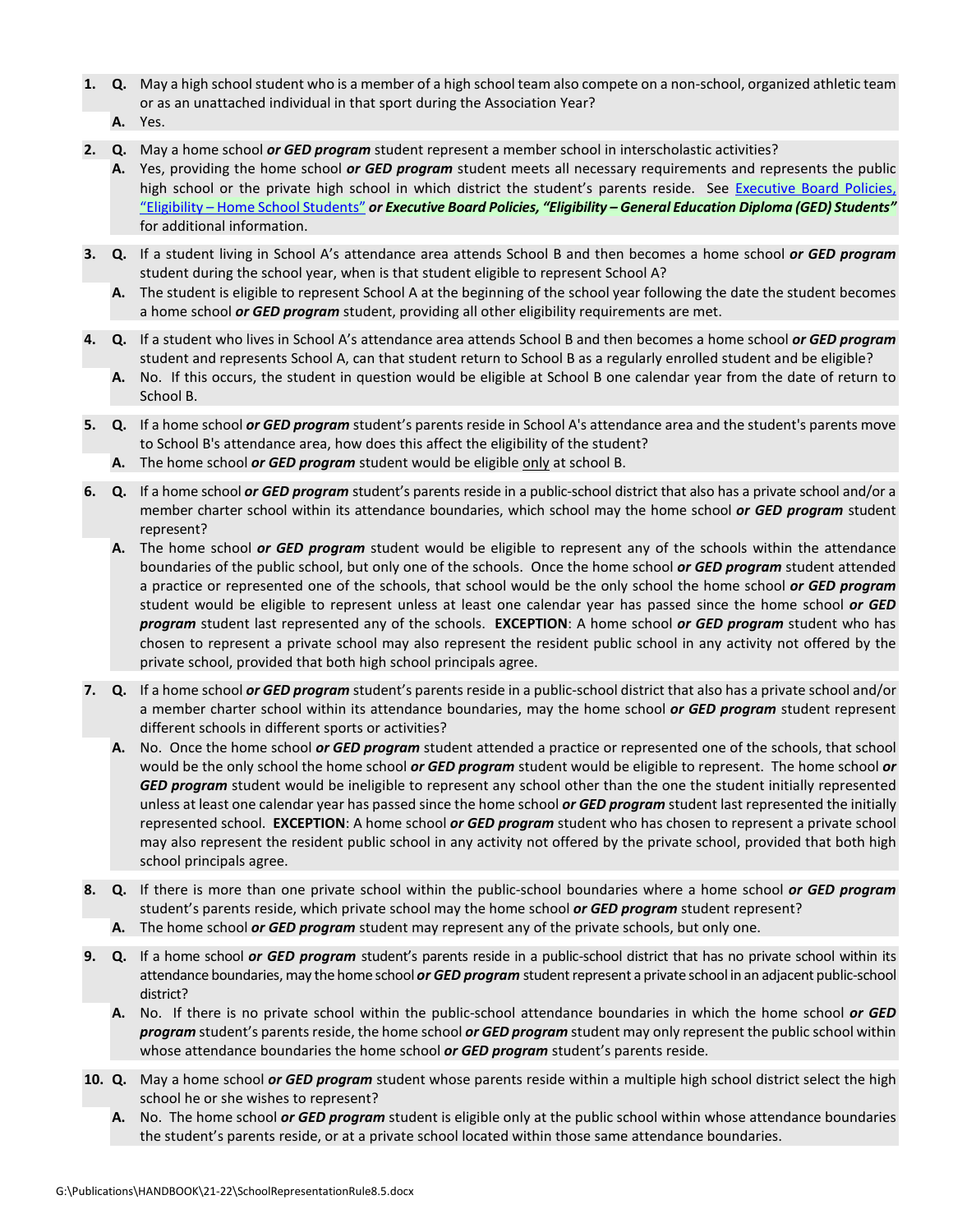1. **Q.** May a high school student who is a member of a high school team also compete on a non-school, organized athletic team or as an unattached individual in that sport during the Association Year?

   **A.** Yes.

2. **Q.** May a home school ***or GED program*** student represent a member school in interscholastic activities?

   **A.** Yes, providing the home school ***or GED program*** student meets all necessary requirements and represents the public high school or the private high school in which district the student's parents reside. See [Executive Board Policies, "Eligibility – Home School Students"](#) ***or Executive Board Policies, "Eligibility – General Education Diploma (GED) Students"*** for additional information.

3. **Q.** If a student living in School A's attendance area attends School B and then becomes a home school ***or GED program*** student during the school year, when is that student eligible to represent School A?

   **A.** The student is eligible to represent School A at the beginning of the school year following the date the student becomes a home school ***or GED program*** student, providing all other eligibility requirements are met.

4. **Q.** If a student who lives in School A's attendance area attends School B and then becomes a home school ***or GED program*** student and represents School A, can that student return to School B as a regularly enrolled student and be eligible?

   **A.** No. If this occurs, the student in question would be eligible at School B one calendar year from the date of return to School B.

5. **Q.** If a home school ***or GED program*** student's parents reside in School A's attendance area and the student's parents move to School B's attendance area, how does this affect the eligibility of the student?

   **A.** The home school ***or GED program*** student would be eligible only at school B.

6. **Q.** If a home school ***or GED program*** student's parents reside in a public-school district that also has a private school and/or a member charter school within its attendance boundaries, which school may the home school ***or GED program*** student represent?

   **A.** The home school ***or GED program*** student would be eligible to represent any of the schools within the attendance boundaries of the public school, but only one of the schools. Once the home school ***or GED program*** student attended a practice or represented one of the schools, that school would be the only school the home school ***or GED program*** student would be eligible to represent unless at least one calendar year has passed since the home school ***or GED program*** student last represented any of the schools. **EXCEPTION**: A home school ***or GED program*** student who has chosen to represent a private school may also represent the resident public school in any activity not offered by the private school, provided that both high school principals agree.

7. **Q.** If a home school ***or GED program*** student's parents reside in a public-school district that also has a private school and/or a member charter school within its attendance boundaries, may the home school ***or GED program*** student represent different schools in different sports or activities?

   **A.** No. Once the home school ***or GED program*** student attended a practice or represented one of the schools, that school would be the only school the home school ***or GED program*** student would be eligible to represent. The home school ***or GED program*** student would be ineligible to represent any school other than the one the student initially represented unless at least one calendar year has passed since the home school ***or GED program*** student last represented the initially represented school. **EXCEPTION**: A home school ***or GED program*** student who has chosen to represent a private school may also represent the resident public school in any activity not offered by the private school, provided that both high school principals agree.

8. **Q.** If there is more than one private school within the public-school boundaries where a home school ***or GED program*** student's parents reside, which private school may the home school ***or GED program*** student represent?

   **A.** The home school ***or GED program*** student may represent any of the private schools, but only one.

9. **Q.** If a home school ***or GED program*** student's parents reside in a public-school district that has no private school within its attendance boundaries, may the home school ***or GED program*** student represent a private school in an adjacent public-school district?

   **A.** No. If there is no private school within the public-school attendance boundaries in which the home school ***or GED program*** student's parents reside, the home school ***or GED program*** student may only represent the public school within whose attendance boundaries the home school ***or GED program*** student's parents reside.

10. **Q.** May a home school ***or GED program*** student whose parents reside within a multiple high school district select the high school he or she wishes to represent?

    **A.** No. The home school ***or GED program*** student is eligible only at the public school within whose attendance boundaries the student's parents reside, or at a private school located within those same attendance boundaries.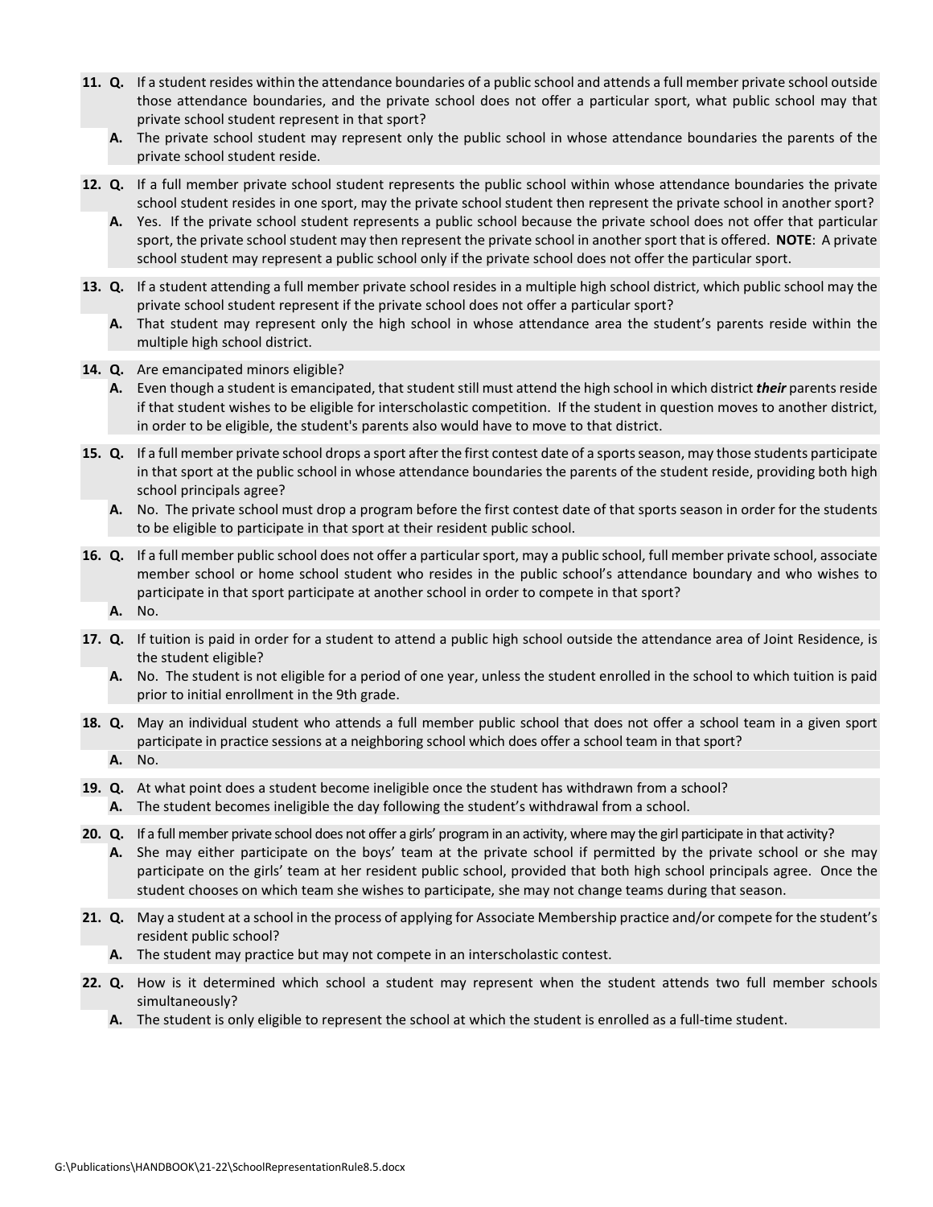**11. Q.** If a student resides within the attendance boundaries of a public school and attends a full member private school outside those attendance boundaries, and the private school does not offer a particular sport, what public school may that private school student represent in that sport?

**A.** The private school student may represent only the public school in whose attendance boundaries the parents of the private school student reside.

**12. Q.** If a full member private school student represents the public school within whose attendance boundaries the private school student resides in one sport, may the private school student then represent the private school in another sport?

**A.** Yes. If the private school student represents a public school because the private school does not offer that particular sport, the private school student may then represent the private school in another sport that is offered. **NOTE**: A private school student may represent a public school only if the private school does not offer the particular sport.

**13. Q.** If a student attending a full member private school resides in a multiple high school district, which public school may the private school student represent if the private school does not offer a particular sport?

**A.** That student may represent only the high school in whose attendance area the student's parents reside within the multiple high school district.

**14. Q.** Are emancipated minors eligible?

**A.** Even though a student is emancipated, that student still must attend the high school in which district ***their*** parents reside if that student wishes to be eligible for interscholastic competition. If the student in question moves to another district, in order to be eligible, the student's parents also would have to move to that district.

**15. Q.** If a full member private school drops a sport after the first contest date of a sports season, may those students participate in that sport at the public school in whose attendance boundaries the parents of the student reside, providing both high school principals agree?

**A.** No. The private school must drop a program before the first contest date of that sports season in order for the students to be eligible to participate in that sport at their resident public school.

**16. Q.** If a full member public school does not offer a particular sport, may a public school, full member private school, associate member school or home school student who resides in the public school's attendance boundary and who wishes to participate in that sport participate at another school in order to compete in that sport?

**A.** No.

**17. Q.** If tuition is paid in order for a student to attend a public high school outside the attendance area of Joint Residence, is the student eligible?

**A.** No. The student is not eligible for a period of one year, unless the student enrolled in the school to which tuition is paid prior to initial enrollment in the 9th grade.

**18. Q.** May an individual student who attends a full member public school that does not offer a school team in a given sport participate in practice sessions at a neighboring school which does offer a school team in that sport?

**A.** No.

**19. Q.** At what point does a student become ineligible once the student has withdrawn from a school?

**A.** The student becomes ineligible the day following the student's withdrawal from a school.

**20. Q.** If a full member private school does not offer a girls' program in an activity, where may the girl participate in that activity?

**A.** She may either participate on the boys' team at the private school if permitted by the private school or she may participate on the girls' team at her resident public school, provided that both high school principals agree. Once the student chooses on which team she wishes to participate, she may not change teams during that season.

**21. Q.** May a student at a school in the process of applying for Associate Membership practice and/or compete for the student's resident public school?

**A.** The student may practice but may not compete in an interscholastic contest.

**22. Q.** How is it determined which school a student may represent when the student attends two full member schools simultaneously?

**A.** The student is only eligible to represent the school at which the student is enrolled as a full-time student.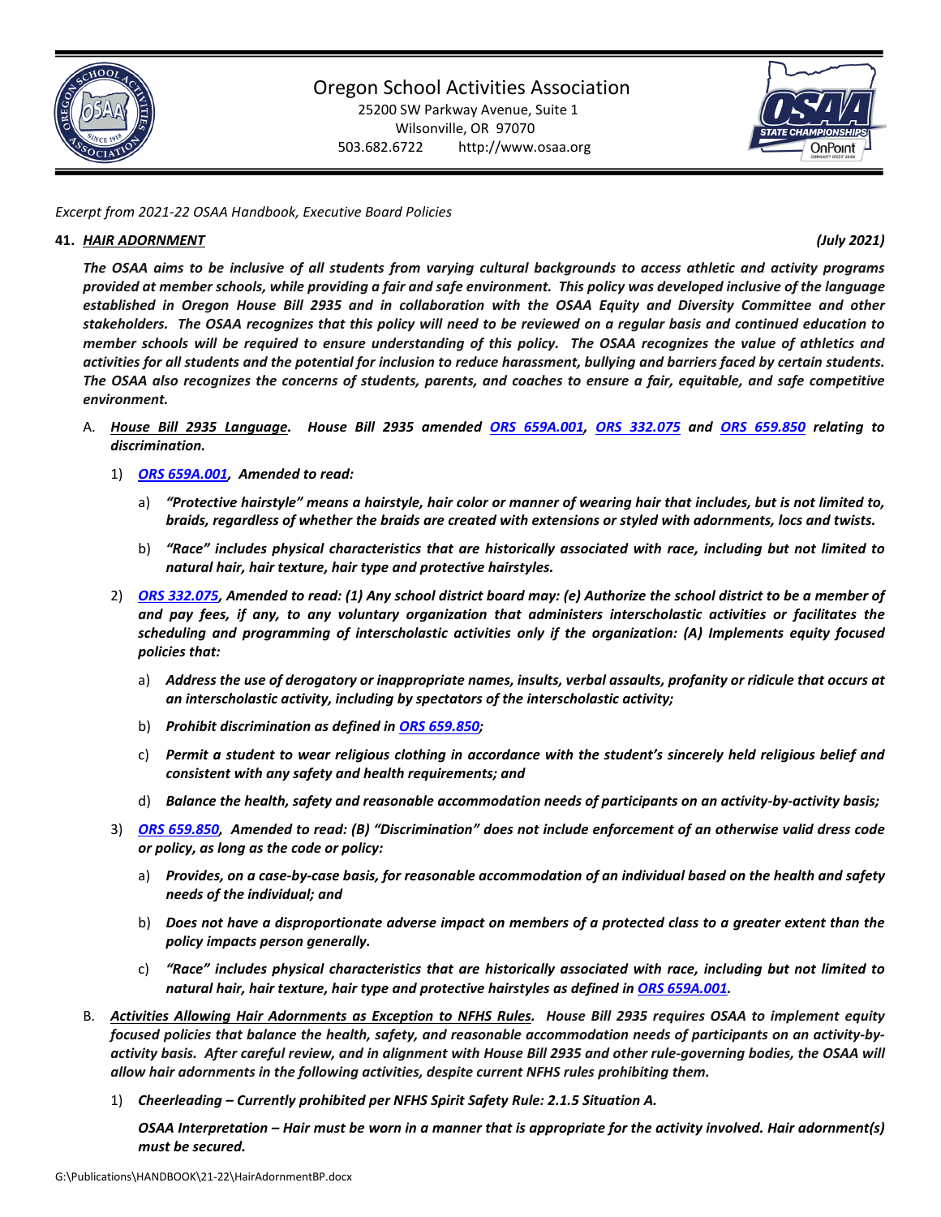# Oregon School Activities Association

25200 SW Parkway Avenue, Suite 1
Wilsonville, OR 97070
503.682.6722 http://www.osaa.org

*Excerpt from 2021-22 OSAA Handbook, Executive Board Policies*

**41. *HAIR ADORNMENT*** ***(July 2021)***

***The OSAA aims to be inclusive of all students from varying cultural backgrounds to access athletic and activity programs provided at member schools, while providing a fair and safe environment. This policy was developed inclusive of the language established in Oregon House Bill 2935 and in collaboration with the OSAA Equity and Diversity Committee and other stakeholders. The OSAA recognizes that this policy will need to be reviewed on a regular basis and continued education to member schools will be required to ensure understanding of this policy. The OSAA recognizes the value of athletics and activities for all students and the potential for inclusion to reduce harassment, bullying and barriers faced by certain students. The OSAA also recognizes the concerns of students, parents, and coaches to ensure a fair, equitable, and safe competitive environment.***

A. ***House Bill 2935 Language. House Bill 2935 amended ORS 659A.001, ORS 332.075 and ORS 659.850 relating to discrimination.***

   1) ***ORS 659A.001, Amended to read:***

      a) ***"Protective hairstyle" means a hairstyle, hair color or manner of wearing hair that includes, but is not limited to, braids, regardless of whether the braids are created with extensions or styled with adornments, locs and twists.***

      b) ***"Race" includes physical characteristics that are historically associated with race, including but not limited to natural hair, hair texture, hair type and protective hairstyles.***

   2) ***ORS 332.075, Amended to read: (1) Any school district board may: (e) Authorize the school district to be a member of and pay fees, if any, to any voluntary organization that administers interscholastic activities or facilitates the scheduling and programming of interscholastic activities only if the organization: (A) Implements equity focused policies that:***

      a) ***Address the use of derogatory or inappropriate names, insults, verbal assaults, profanity or ridicule that occurs at an interscholastic activity, including by spectators of the interscholastic activity;***

      b) ***Prohibit discrimination as defined in ORS 659.850;***

      c) ***Permit a student to wear religious clothing in accordance with the student's sincerely held religious belief and consistent with any safety and health requirements; and***

      d) ***Balance the health, safety and reasonable accommodation needs of participants on an activity-by-activity basis;***

   3) ***ORS 659.850, Amended to read: (B) "Discrimination" does not include enforcement of an otherwise valid dress code or policy, as long as the code or policy:***

      a) ***Provides, on a case-by-case basis, for reasonable accommodation of an individual based on the health and safety needs of the individual; and***

      b) ***Does not have a disproportionate adverse impact on members of a protected class to a greater extent than the policy impacts person generally.***

      c) ***"Race" includes physical characteristics that are historically associated with race, including but not limited to natural hair, hair texture, hair type and protective hairstyles as defined in ORS 659A.001.***

B. ***Activities Allowing Hair Adornments as Exception to NFHS Rules. House Bill 2935 requires OSAA to implement equity focused policies that balance the health, safety, and reasonable accommodation needs of participants on an activity-by-activity basis. After careful review, and in alignment with House Bill 2935 and other rule-governing bodies, the OSAA will allow hair adornments in the following activities, despite current NFHS rules prohibiting them.***

   1) ***Cheerleading – Currently prohibited per NFHS Spirit Safety Rule: 2.1.5 Situation A.***

      ***OSAA Interpretation – Hair must be worn in a manner that is appropriate for the activity involved. Hair adornment(s) must be secured.***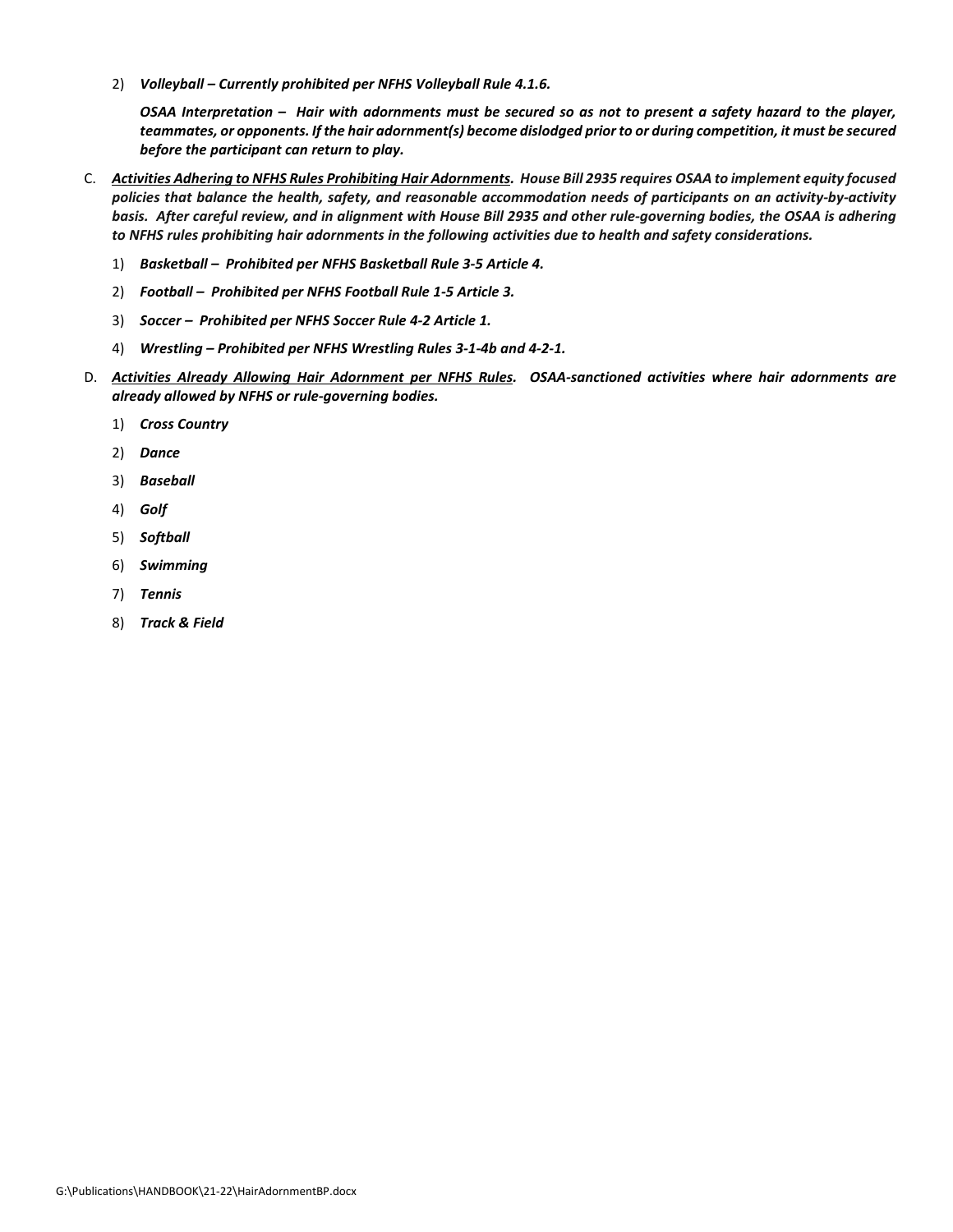2) ***Volleyball – Currently prohibited per NFHS Volleyball Rule 4.1.6.***

   ***OSAA Interpretation – Hair with adornments must be secured so as not to present a safety hazard to the player, teammates, or opponents. If the hair adornment(s) become dislodged prior to or during competition, it must be secured before the participant can return to play.***

C. ***<u>Activities Adhering to NFHS Rules Prohibiting Hair Adornments</u>. House Bill 2935 requires OSAA to implement equity focused policies that balance the health, safety, and reasonable accommodation needs of participants on an activity-by-activity basis. After careful review, and in alignment with House Bill 2935 and other rule-governing bodies, the OSAA is adhering to NFHS rules prohibiting hair adornments in the following activities due to health and safety considerations.***

   1) ***Basketball – Prohibited per NFHS Basketball Rule 3-5 Article 4.***
   2) ***Football – Prohibited per NFHS Football Rule 1-5 Article 3.***
   3) ***Soccer – Prohibited per NFHS Soccer Rule 4-2 Article 1.***
   4) ***Wrestling – Prohibited per NFHS Wrestling Rules 3-1-4b and 4-2-1.***

D. ***<u>Activities Already Allowing Hair Adornment per NFHS Rules</u>. OSAA-sanctioned activities where hair adornments are already allowed by NFHS or rule-governing bodies.***

   1) ***Cross Country***
   2) ***Dance***
   3) ***Baseball***
   4) ***Golf***
   5) ***Softball***
   6) ***Swimming***
   7) ***Tennis***
   8) ***Track & Field***

G:\Publications\HANDBOOK\21-22\HairAdornmentBP.docx